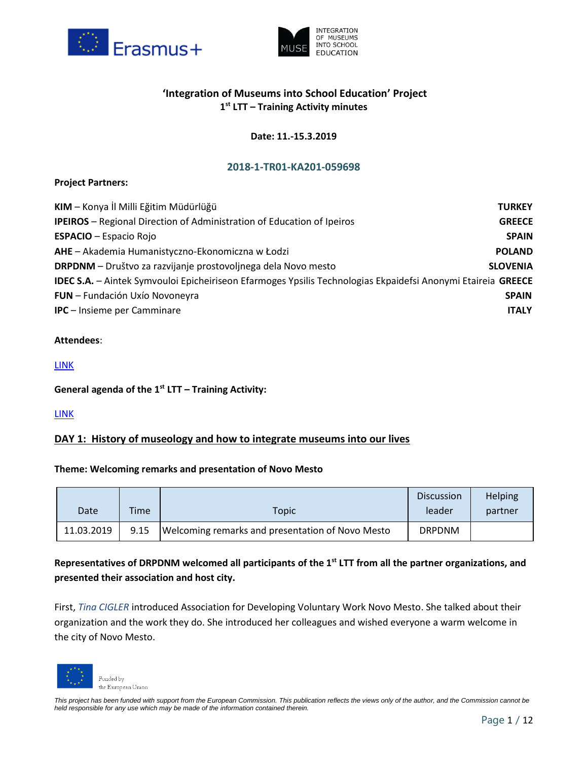**'Integration of Museums into School Education' Project**
**1st LTT – Training Activity minutes**

**Date: 11.-15.3.2019**

## 2018-1-TR01-KA201-059698

**Project Partners:**

| | |
|---|---|
| **KIM** – Konya İl Milli Eğitim Müdürlüğü | **TURKEY** |
| **IPEIROS** – Regional Direction of Administration of Education of Ipeiros | **GREECE** |
| **ESPACIO** – Espacio Rojo | **SPAIN** |
| **AHE** – Akademia Humanistyczno-Ekonomiczna w Łodzi | **POLAND** |
| **DRPDNM** – Društvo za razvijanje prostovoljnega dela Novo mesto | **SLOVENIA** |
| **IDEC S.A.** – Aintek Symvouloi Epicheiriseon Efarmoges Ypsilis Technologias Ekpaidefsi Anonymi Etaireia | **GREECE** |
| **FUN** – Fundación Uxío Novoneyra | **SPAIN** |
| **IPC** – Insieme per Camminare | **ITALY** |

**Attendees**:

LINK

**General agenda of the 1st LTT – Training Activity:**

LINK

## DAY 1: History of museology and how to integrate museums into our lives

**Theme: Welcoming remarks and presentation of Novo Mesto**

| Date | Time | Topic | Discussion leader | Helping partner |
|---|---|---|---|---|
| 11.03.2019 | 9.15 | Welcoming remarks and presentation of Novo Mesto | DRPDNM | |

**Representatives of DRPDNM welcomed all participants of the 1st LTT from all the partner organizations, and presented their association and host city.**

First, *Tina CIGLER* introduced Association for Developing Voluntary Work Novo Mesto. She talked about their organization and the work they do. She introduced her colleagues and wished everyone a warm welcome in the city of Novo Mesto.

Funded by the European Union

*This project has been funded with support from the European Commission. This publication reflects the views only of the author, and the Commission cannot be held responsible for any use which may be made of the information contained therein.*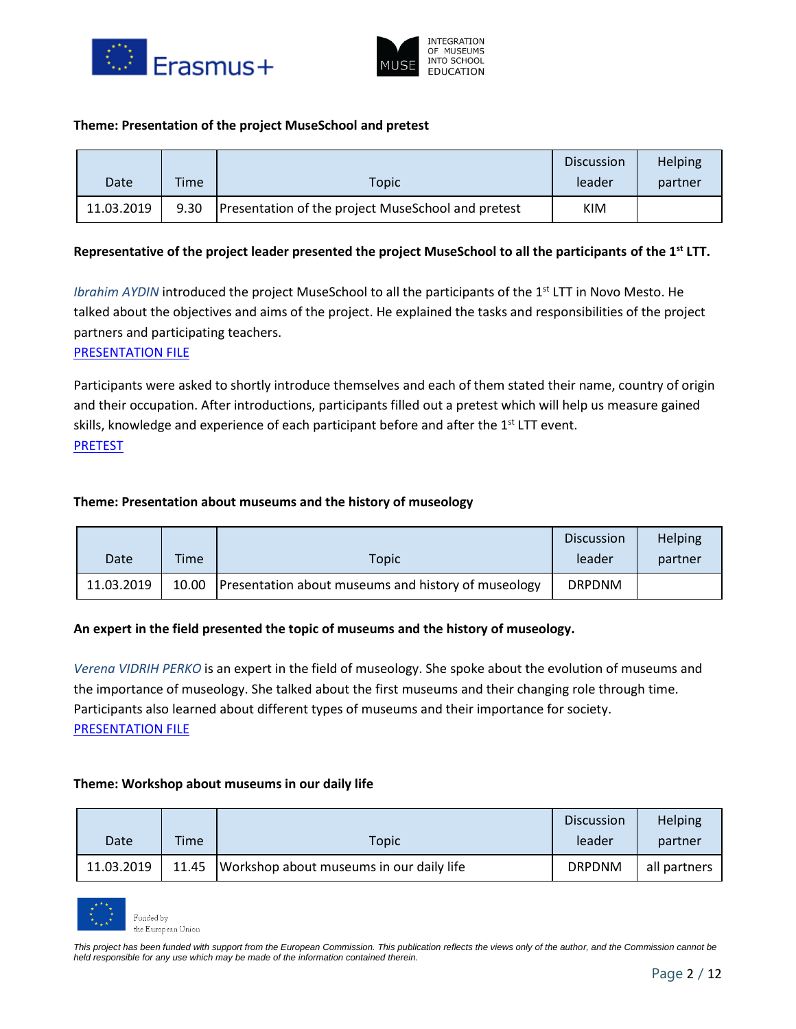**Theme: Presentation of the project MuseSchool and pretest**

| Date | Time | Topic | Discussion leader | Helping partner |
|---|---|---|---|---|
| 11.03.2019 | 9.30 | Presentation of the project MuseSchool and pretest | KIM | |

**Representative of the project leader presented the project MuseSchool to all the participants of the 1st LTT.**

*Ibrahim AYDIN* introduced the project MuseSchool to all the participants of the 1st LTT in Novo Mesto. He talked about the objectives and aims of the project. He explained the tasks and responsibilities of the project partners and participating teachers.
PRESENTATION FILE

Participants were asked to shortly introduce themselves and each of them stated their name, country of origin and their occupation. After introductions, participants filled out a pretest which will help us measure gained skills, knowledge and experience of each participant before and after the 1st LTT event.
PRETEST

**Theme: Presentation about museums and the history of museology**

| Date | Time | Topic | Discussion leader | Helping partner |
|---|---|---|---|---|
| 11.03.2019 | 10.00 | Presentation about museums and history of museology | DRPDNM | |

**An expert in the field presented the topic of museums and the history of museology.**

*Verena VIDRIH PERKO* is an expert in the field of museology. She spoke about the evolution of museums and the importance of museology. She talked about the first museums and their changing role through time. Participants also learned about different types of museums and their importance for society.
PRESENTATION FILE

**Theme: Workshop about museums in our daily life**

| Date | Time | Topic | Discussion leader | Helping partner |
|---|---|---|---|---|
| 11.03.2019 | 11.45 | Workshop about museums in our daily life | DRPDNM | all partners |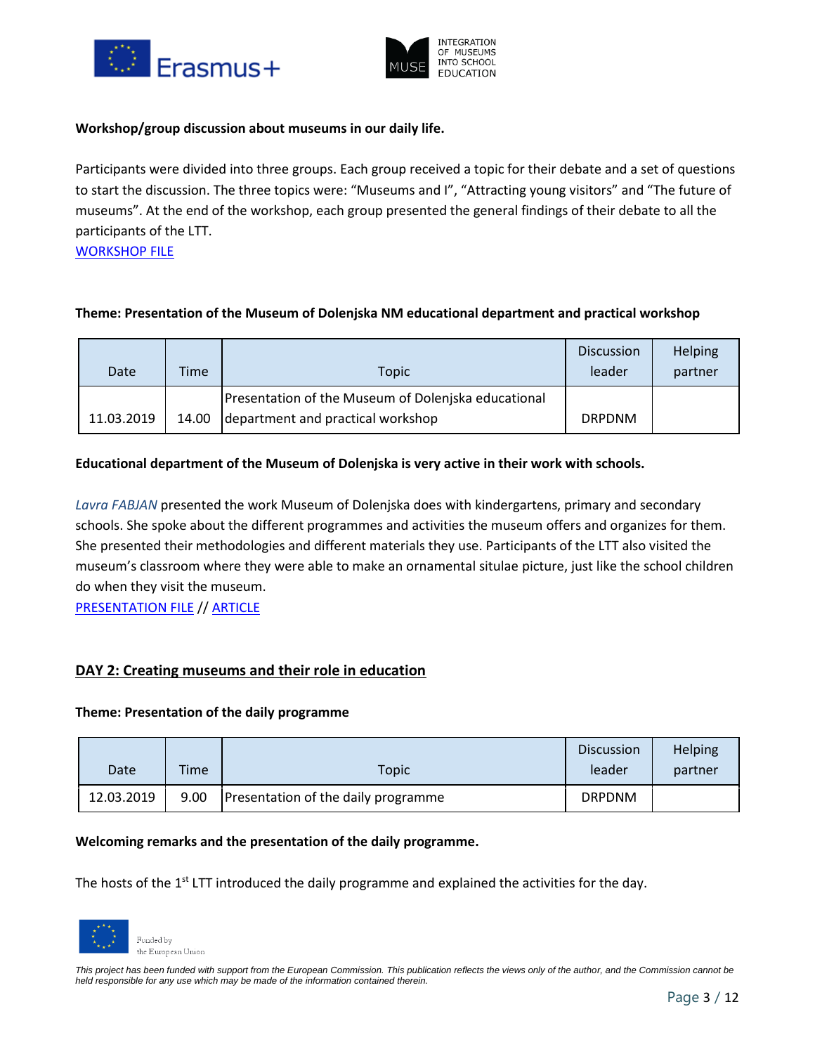**Workshop/group discussion about museums in our daily life.**

Participants were divided into three groups. Each group received a topic for their debate and a set of questions to start the discussion. The three topics were: “Museums and I”, “Attracting young visitors” and “The future of museums”. At the end of the workshop, each group presented the general findings of their debate to all the participants of the LTT.

WORKSHOP FILE

**Theme: Presentation of the Museum of Dolenjska NM educational department and practical workshop**

| Date | Time | Topic | Discussion leader | Helping partner |
|---|---|---|---|---|
| 11.03.2019 | 14.00 | Presentation of the Museum of Dolenjska educational department and practical workshop | DRPDNM | |

**Educational department of the Museum of Dolenjska is very active in their work with schools.**

*Lavra FABJAN* presented the work Museum of Dolenjska does with kindergartens, primary and secondary schools. She spoke about the different programmes and activities the museum offers and organizes for them. She presented their methodologies and different materials they use. Participants of the LTT also visited the museum’s classroom where they were able to make an ornamental situlae picture, just like the school children do when they visit the museum.

PRESENTATION FILE // ARTICLE

## DAY 2: Creating museums and their role in education

**Theme: Presentation of the daily programme**

| Date | Time | Topic | Discussion leader | Helping partner |
|---|---|---|---|---|
| 12.03.2019 | 9.00 | Presentation of the daily programme | DRPDNM | |

**Welcoming remarks and the presentation of the daily programme.**

The hosts of the 1st LTT introduced the daily programme and explained the activities for the day.

Funded by the European Union

*This project has been funded with support from the European Commission. This publication reflects the views only of the author, and the Commission cannot be held responsible for any use which may be made of the information contained therein.*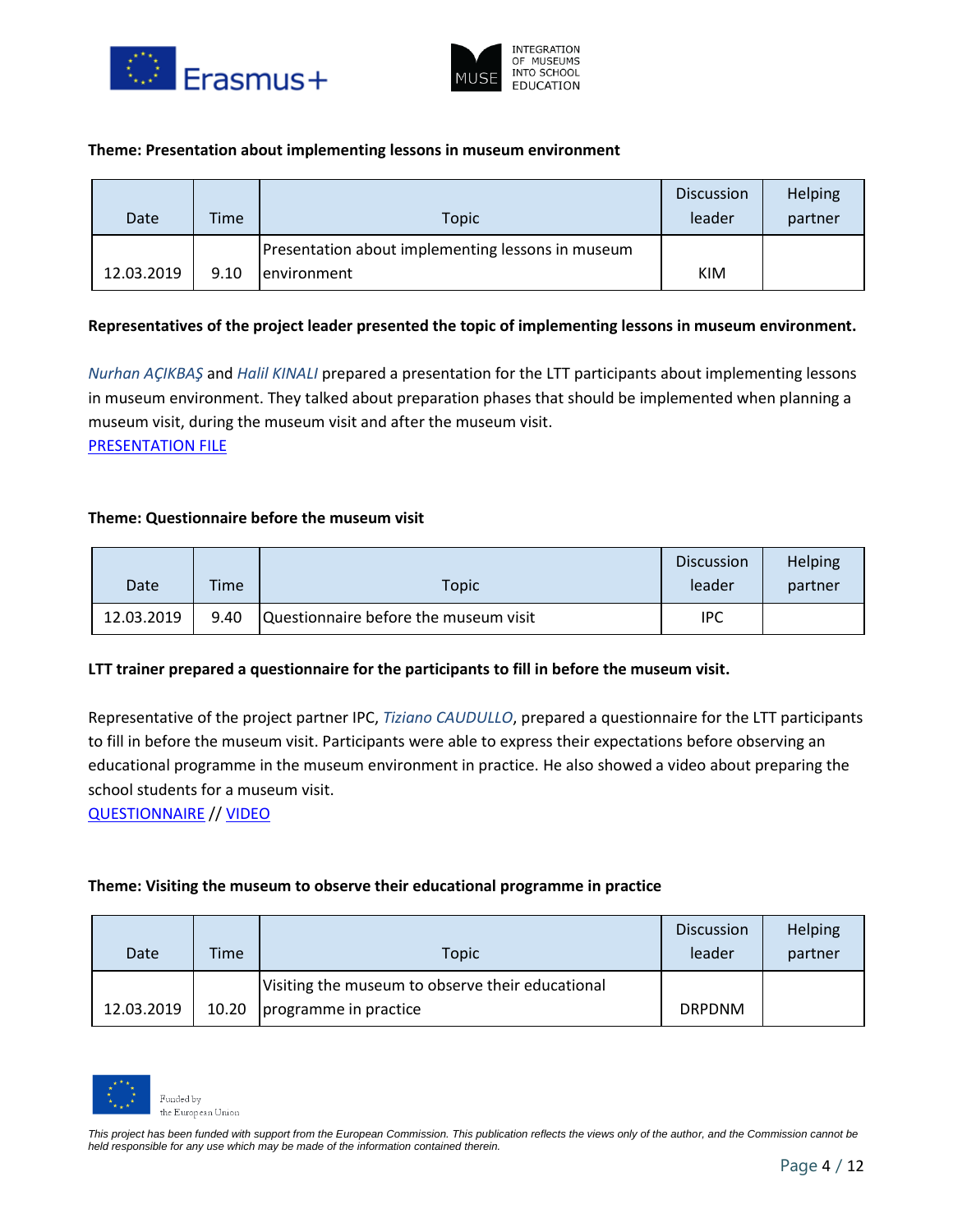**Theme: Presentation about implementing lessons in museum environment**

| Date | Time | Topic | Discussion leader | Helping partner |
|---|---|---|---|---|
| 12.03.2019 | 9.10 | Presentation about implementing lessons in museum environment | KIM | |

**Representatives of the project leader presented the topic of implementing lessons in museum environment.**

*Nurhan AÇIKBAŞ* and *Halil KINALI* prepared a presentation for the LTT participants about implementing lessons in museum environment. They talked about preparation phases that should be implemented when planning a museum visit, during the museum visit and after the museum visit.
PRESENTATION FILE

**Theme: Questionnaire before the museum visit**

| Date | Time | Topic | Discussion leader | Helping partner |
|---|---|---|---|---|
| 12.03.2019 | 9.40 | Questionnaire before the museum visit | IPC | |

**LTT trainer prepared a questionnaire for the participants to fill in before the museum visit.**

Representative of the project partner IPC, *Tiziano CAUDULLO*, prepared a questionnaire for the LTT participants to fill in before the museum visit. Participants were able to express their expectations before observing an educational programme in the museum environment in practice. He also showed a video about preparing the school students for a museum visit.
QUESTIONNAIRE // VIDEO

**Theme: Visiting the museum to observe their educational programme in practice**

| Date | Time | Topic | Discussion leader | Helping partner |
|---|---|---|---|---|
| 12.03.2019 | 10.20 | Visiting the museum to observe their educational programme in practice | DRPDNM | |

Funded by the European Union

*This project has been funded with support from the European Commission. This publication reflects the views only of the author, and the Commission cannot be held responsible for any use which may be made of the information contained therein.*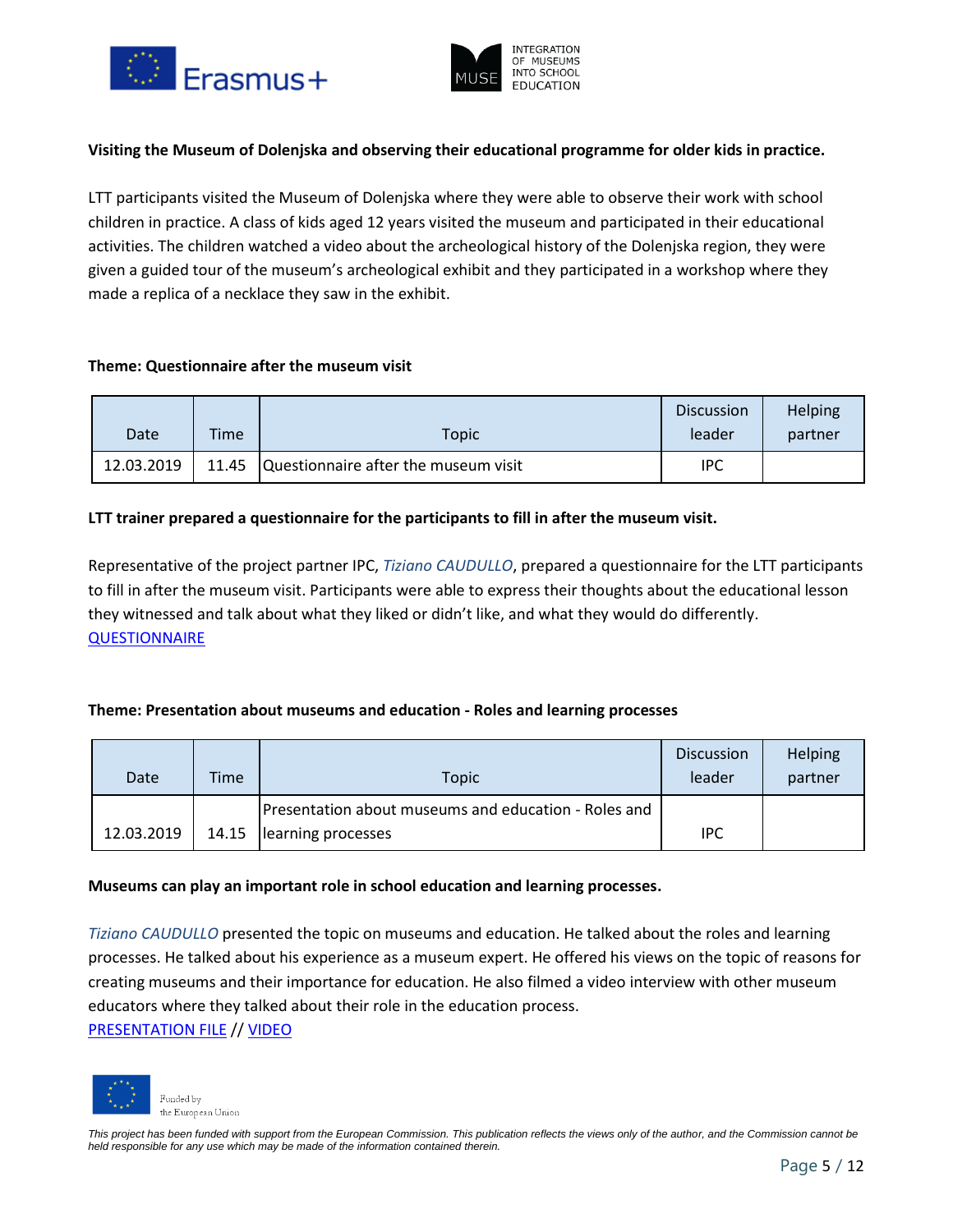**Visiting the Museum of Dolenjska and observing their educational programme for older kids in practice.**

LTT participants visited the Museum of Dolenjska where they were able to observe their work with school children in practice. A class of kids aged 12 years visited the museum and participated in their educational activities. The children watched a video about the archeological history of the Dolenjska region, they were given a guided tour of the museum's archeological exhibit and they participated in a workshop where they made a replica of a necklace they saw in the exhibit.

**Theme: Questionnaire after the museum visit**

| Date | Time | Topic | Discussion leader | Helping partner |
|---|---|---|---|---|
| 12.03.2019 | 11.45 | Questionnaire after the museum visit | IPC | |

**LTT trainer prepared a questionnaire for the participants to fill in after the museum visit.**

Representative of the project partner IPC, *Tiziano CAUDULLO*, prepared a questionnaire for the LTT participants to fill in after the museum visit. Participants were able to express their thoughts about the educational lesson they witnessed and talk about what they liked or didn't like, and what they would do differently.
QUESTIONNAIRE

**Theme: Presentation about museums and education - Roles and learning processes**

| Date | Time | Topic | Discussion leader | Helping partner |
|---|---|---|---|---|
| 12.03.2019 | 14.15 | Presentation about museums and education - Roles and learning processes | IPC | |

**Museums can play an important role in school education and learning processes.**

*Tiziano CAUDULLO* presented the topic on museums and education. He talked about the roles and learning processes. He talked about his experience as a museum expert. He offered his views on the topic of reasons for creating museums and their importance for education. He also filmed a video interview with other museum educators where they talked about their role in the education process.
PRESENTATION FILE // VIDEO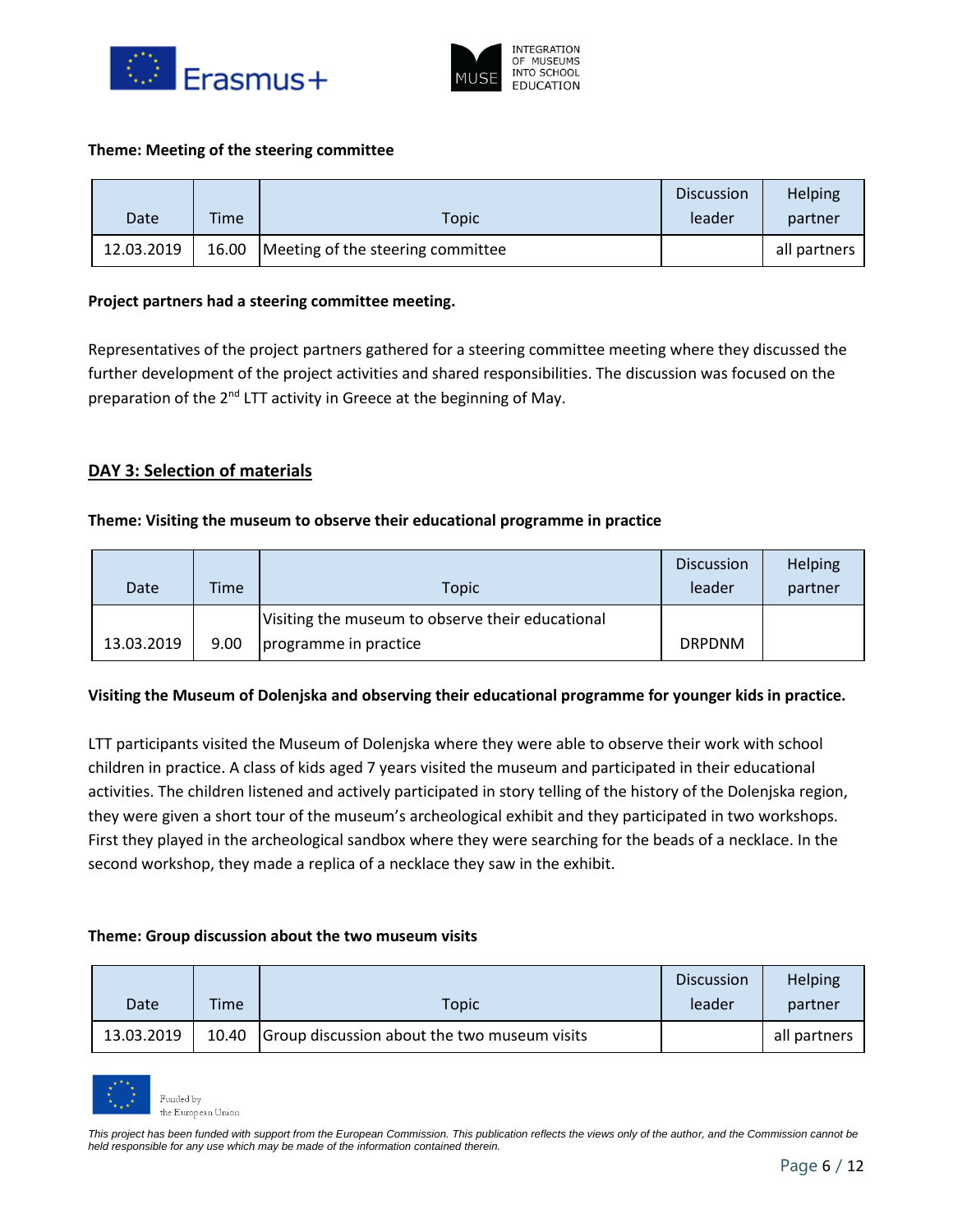**Theme: Meeting of the steering committee**

| Date | Time | Topic | Discussion leader | Helping partner |
|---|---|---|---|---|
| 12.03.2019 | 16.00 | Meeting of the steering committee | | all partners |

**Project partners had a steering committee meeting.**

Representatives of the project partners gathered for a steering committee meeting where they discussed the further development of the project activities and shared responsibilities. The discussion was focused on the preparation of the 2nd LTT activity in Greece at the beginning of May.

## DAY 3: Selection of materials

**Theme: Visiting the museum to observe their educational programme in practice**

| Date | Time | Topic | Discussion leader | Helping partner |
|---|---|---|---|---|
| 13.03.2019 | 9.00 | Visiting the museum to observe their educational programme in practice | DRPDNM | |

**Visiting the Museum of Dolenjska and observing their educational programme for younger kids in practice.**

LTT participants visited the Museum of Dolenjska where they were able to observe their work with school children in practice. A class of kids aged 7 years visited the museum and participated in their educational activities. The children listened and actively participated in story telling of the history of the Dolenjska region, they were given a short tour of the museum's archeological exhibit and they participated in two workshops. First they played in the archeological sandbox where they were searching for the beads of a necklace. In the second workshop, they made a replica of a necklace they saw in the exhibit.

**Theme: Group discussion about the two museum visits**

| Date | Time | Topic | Discussion leader | Helping partner |
|---|---|---|---|---|
| 13.03.2019 | 10.40 | Group discussion about the two museum visits | | all partners |

Funded by the European Union

*This project has been funded with support from the European Commission. This publication reflects the views only of the author, and the Commission cannot be held responsible for any use which may be made of the information contained therein.*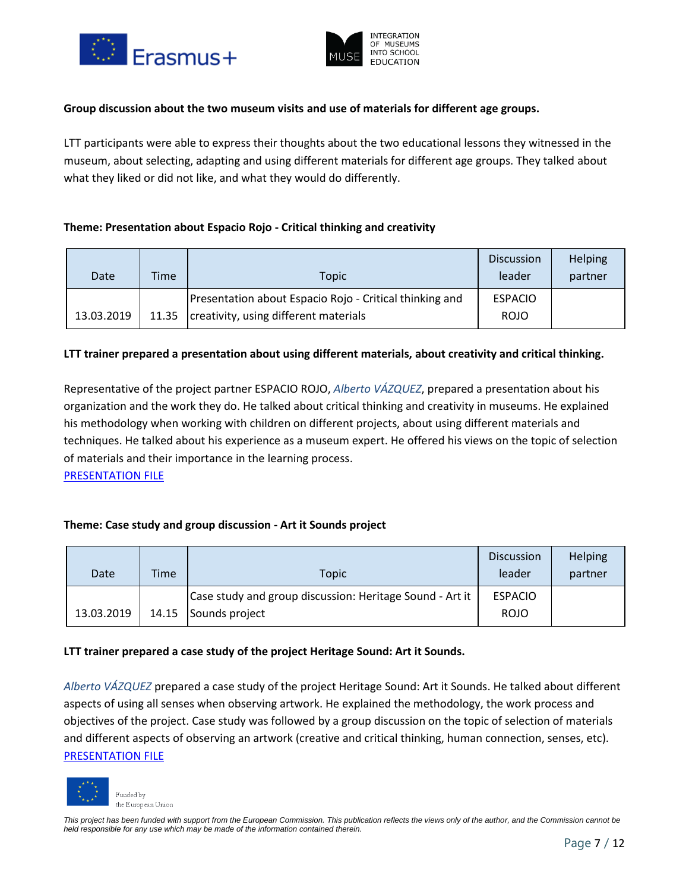**Group discussion about the two museum visits and use of materials for different age groups.**

LTT participants were able to express their thoughts about the two educational lessons they witnessed in the museum, about selecting, adapting and using different materials for different age groups. They talked about what they liked or did not like, and what they would do differently.

**Theme: Presentation about Espacio Rojo - Critical thinking and creativity**

| Date | Time | Topic | Discussion leader | Helping partner |
|---|---|---|---|---|
| 13.03.2019 | 11.35 | Presentation about Espacio Rojo - Critical thinking and creativity, using different materials | ESPACIO ROJO | |

**LTT trainer prepared a presentation about using different materials, about creativity and critical thinking.**

Representative of the project partner ESPACIO ROJO, *Alberto VÁZQUEZ*, prepared a presentation about his organization and the work they do. He talked about critical thinking and creativity in museums. He explained his methodology when working with children on different projects, about using different materials and techniques. He talked about his experience as a museum expert. He offered his views on the topic of selection of materials and their importance in the learning process.
PRESENTATION FILE

**Theme: Case study and group discussion - Art it Sounds project**

| Date | Time | Topic | Discussion leader | Helping partner |
|---|---|---|---|---|
| 13.03.2019 | 14.15 | Case study and group discussion: Heritage Sound - Art it Sounds project | ESPACIO ROJO | |

**LTT trainer prepared a case study of the project Heritage Sound: Art it Sounds.**

*Alberto VÁZQUEZ* prepared a case study of the project Heritage Sound: Art it Sounds. He talked about different aspects of using all senses when observing artwork. He explained the methodology, the work process and objectives of the project. Case study was followed by a group discussion on the topic of selection of materials and different aspects of observing an artwork (creative and critical thinking, human connection, senses, etc).
PRESENTATION FILE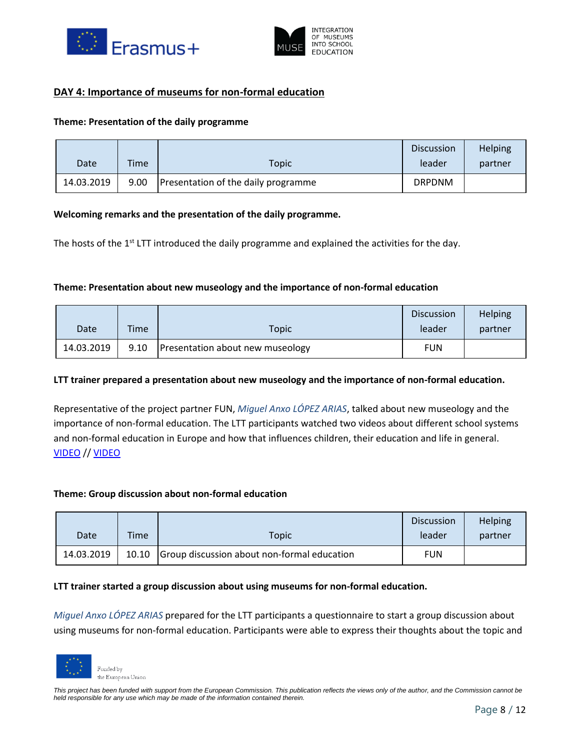## DAY 4: Importance of museums for non-formal education

**Theme: Presentation of the daily programme**

| Date | Time | Topic | Discussion leader | Helping partner |
|---|---|---|---|---|
| 14.03.2019 | 9.00 | Presentation of the daily programme | DRPDNM | |

**Welcoming remarks and the presentation of the daily programme.**

The hosts of the 1st LTT introduced the daily programme and explained the activities for the day.

**Theme: Presentation about new museology and the importance of non-formal education**

| Date | Time | Topic | Discussion leader | Helping partner |
|---|---|---|---|---|
| 14.03.2019 | 9.10 | Presentation about new museology | FUN | |

**LTT trainer prepared a presentation about new museology and the importance of non-formal education.**

Representative of the project partner FUN, *Miguel Anxo LÓPEZ ARIAS*, talked about new museology and the importance of non-formal education. The LTT participants watched two videos about different school systems and non-formal education in Europe and how that influences children, their education and life in general. VIDEO // VIDEO

**Theme: Group discussion about non-formal education**

| Date | Time | Topic | Discussion leader | Helping partner |
|---|---|---|---|---|
| 14.03.2019 | 10.10 | Group discussion about non-formal education | FUN | |

**LTT trainer started a group discussion about using museums for non-formal education.**

*Miguel Anxo LÓPEZ ARIAS* prepared for the LTT participants a questionnaire to start a group discussion about using museums for non-formal education. Participants were able to express their thoughts about the topic and

This project has been funded with support from the European Commission. This publication reflects the views only of the author, and the Commission cannot be held responsible for any use which may be made of the information contained therein.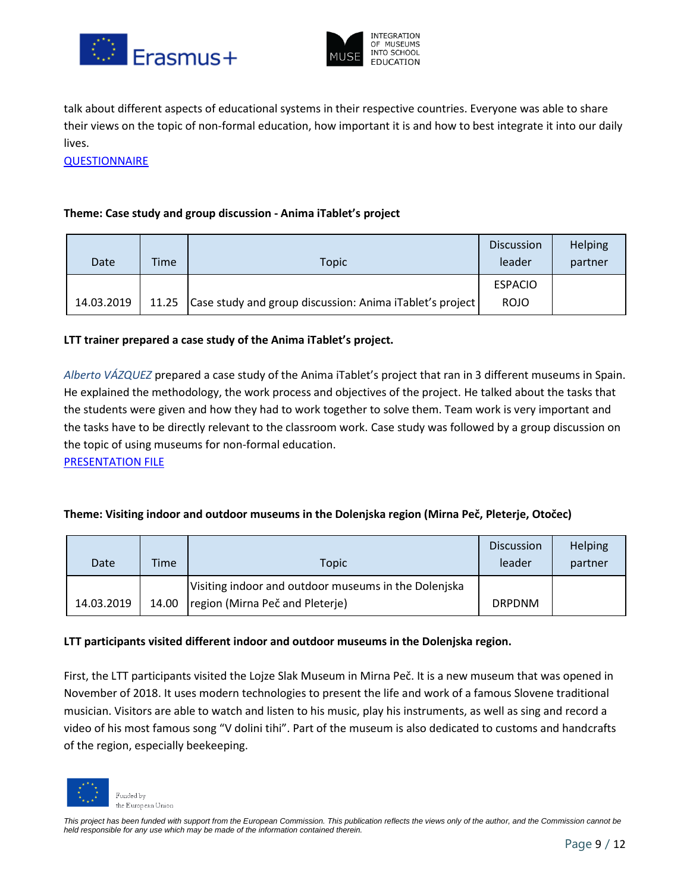talk about different aspects of educational systems in their respective countries. Everyone was able to share their views on the topic of non-formal education, how important it is and how to best integrate it into our daily lives.

QUESTIONNAIRE

**Theme: Case study and group discussion - Anima iTablet's project**

| Date | Time | Topic | Discussion leader | Helping partner |
|---|---|---|---|---|
| 14.03.2019 | 11.25 | Case study and group discussion: Anima iTablet's project | ESPACIO ROJO | |

**LTT trainer prepared a case study of the Anima iTablet's project.**

*Alberto VÁZQUEZ* prepared a case study of the Anima iTablet's project that ran in 3 different museums in Spain. He explained the methodology, the work process and objectives of the project. He talked about the tasks that the students were given and how they had to work together to solve them. Team work is very important and the tasks have to be directly relevant to the classroom work. Case study was followed by a group discussion on the topic of using museums for non-formal education.

PRESENTATION FILE

**Theme: Visiting indoor and outdoor museums in the Dolenjska region (Mirna Peč, Pleterje, Otočec)**

| Date | Time | Topic | Discussion leader | Helping partner |
|---|---|---|---|---|
| 14.03.2019 | 14.00 | Visiting indoor and outdoor museums in the Dolenjska region (Mirna Peč and Pleterje) | DRPDNM | |

**LTT participants visited different indoor and outdoor museums in the Dolenjska region.**

First, the LTT participants visited the Lojze Slak Museum in Mirna Peč. It is a new museum that was opened in November of 2018. It uses modern technologies to present the life and work of a famous Slovene traditional musician. Visitors are able to watch and listen to his music, play his instruments, as well as sing and record a video of his most famous song "V dolini tihi". Part of the museum is also dedicated to customs and handcrafts of the region, especially beekeeping.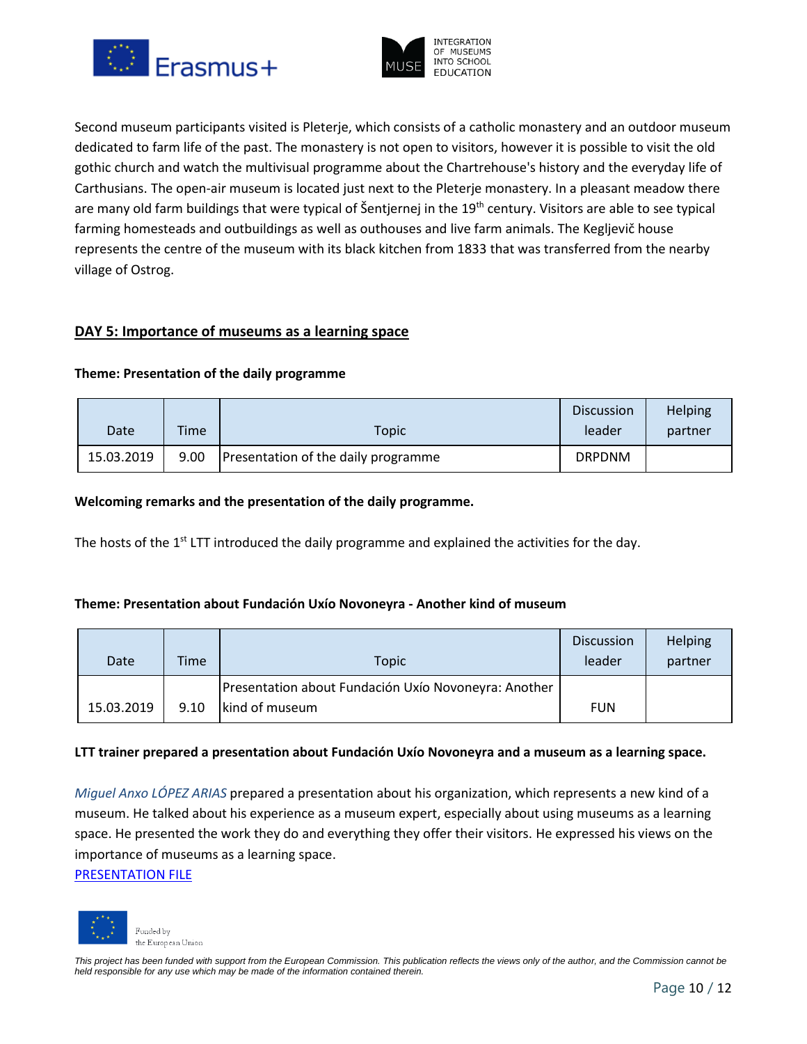Second museum participants visited is Pleterje, which consists of a catholic monastery and an outdoor museum dedicated to farm life of the past. The monastery is not open to visitors, however it is possible to visit the old gothic church and watch the multivisual programme about the Chartrehouse's history and the everyday life of Carthusians. The open-air museum is located just next to the Pleterje monastery. In a pleasant meadow there are many old farm buildings that were typical of Šentjernej in the 19th century. Visitors are able to see typical farming homesteads and outbuildings as well as outhouses and live farm animals. The Kegljevič house represents the centre of the museum with its black kitchen from 1833 that was transferred from the nearby village of Ostrog.

## DAY 5: Importance of museums as a learning space

**Theme: Presentation of the daily programme**

| Date | Time | Topic | Discussion leader | Helping partner |
|---|---|---|---|---|
| 15.03.2019 | 9.00 | Presentation of the daily programme | DRPDNM | |

**Welcoming remarks and the presentation of the daily programme.**

The hosts of the 1st LTT introduced the daily programme and explained the activities for the day.

**Theme: Presentation about Fundación Uxío Novoneyra - Another kind of museum**

| Date | Time | Topic | Discussion leader | Helping partner |
|---|---|---|---|---|
| 15.03.2019 | 9.10 | Presentation about Fundación Uxío Novoneyra: Another kind of museum | FUN | |

**LTT trainer prepared a presentation about Fundación Uxío Novoneyra and a museum as a learning space.**

*Miguel Anxo LÓPEZ ARIAS* prepared a presentation about his organization, which represents a new kind of a museum. He talked about his experience as a museum expert, especially about using museums as a learning space. He presented the work they do and everything they offer their visitors. He expressed his views on the importance of museums as a learning space.

PRESENTATION FILE

Funded by the European Union

*This project has been funded with support from the European Commission. This publication reflects the views only of the author, and the Commission cannot be held responsible for any use which may be made of the information contained therein.*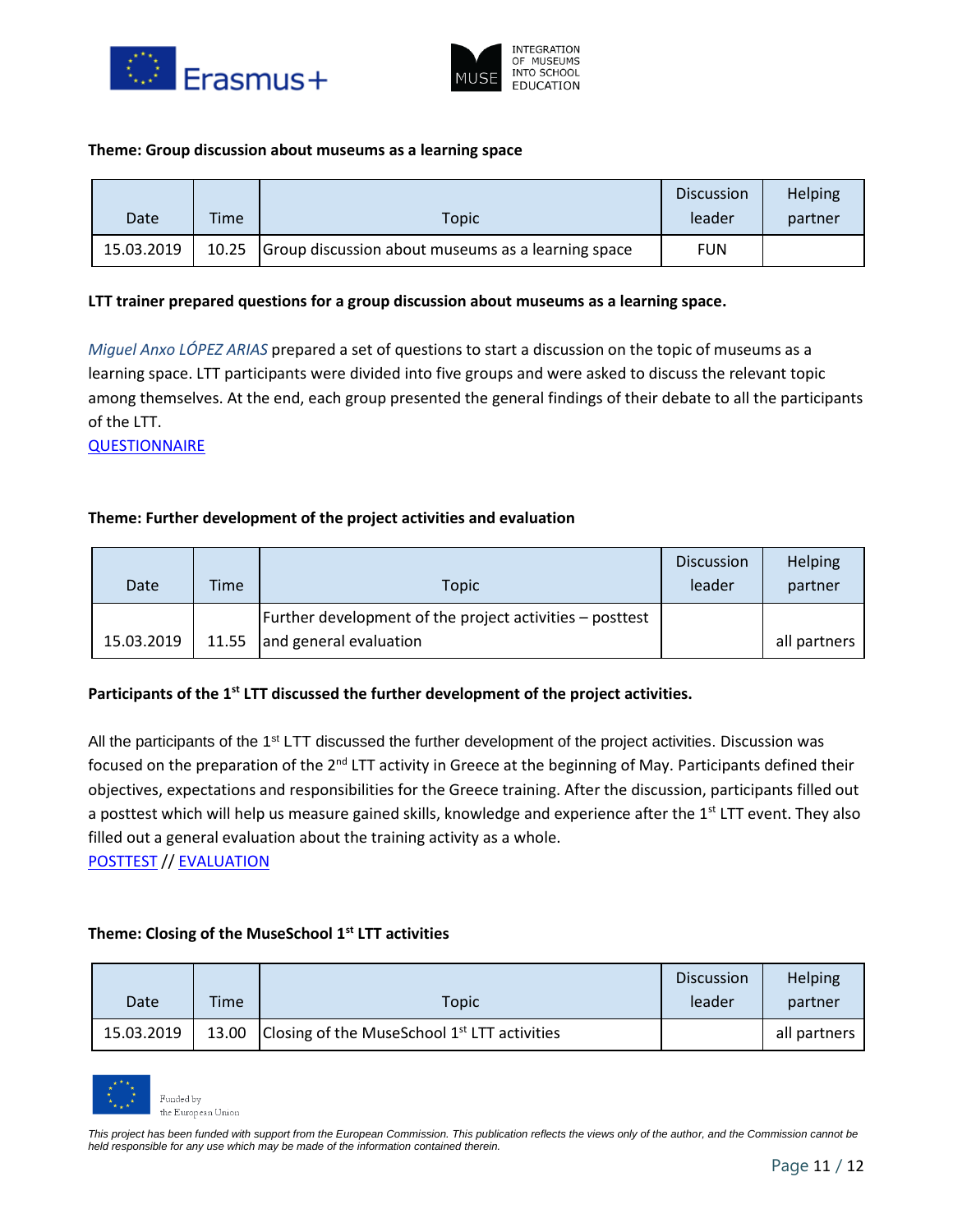**Theme: Group discussion about museums as a learning space**

| Date | Time | Topic | Discussion leader | Helping partner |
|---|---|---|---|---|
| 15.03.2019 | 10.25 | Group discussion about museums as a learning space | FUN | |

**LTT trainer prepared questions for a group discussion about museums as a learning space.**

*Miguel Anxo LÓPEZ ARIAS* prepared a set of questions to start a discussion on the topic of museums as a learning space. LTT participants were divided into five groups and were asked to discuss the relevant topic among themselves. At the end, each group presented the general findings of their debate to all the participants of the LTT.

QUESTIONNAIRE

**Theme: Further development of the project activities and evaluation**

| Date | Time | Topic | Discussion leader | Helping partner |
|---|---|---|---|---|
| 15.03.2019 | 11.55 | Further development of the project activities – posttest and general evaluation | | all partners |

**Participants of the 1st LTT discussed the further development of the project activities.**

All the participants of the 1st LTT discussed the further development of the project activities. Discussion was focused on the preparation of the 2nd LTT activity in Greece at the beginning of May. Participants defined their objectives, expectations and responsibilities for the Greece training. After the discussion, participants filled out a posttest which will help us measure gained skills, knowledge and experience after the 1st LTT event. They also filled out a general evaluation about the training activity as a whole.

POSTTEST // EVALUATION

**Theme: Closing of the MuseSchool 1st LTT activities**

| Date | Time | Topic | Discussion leader | Helping partner |
|---|---|---|---|---|
| 15.03.2019 | 13.00 | Closing of the MuseSchool 1st LTT activities | | all partners |

Funded by the European Union

*This project has been funded with support from the European Commission. This publication reflects the views only of the author, and the Commission cannot be held responsible for any use which may be made of the information contained therein.*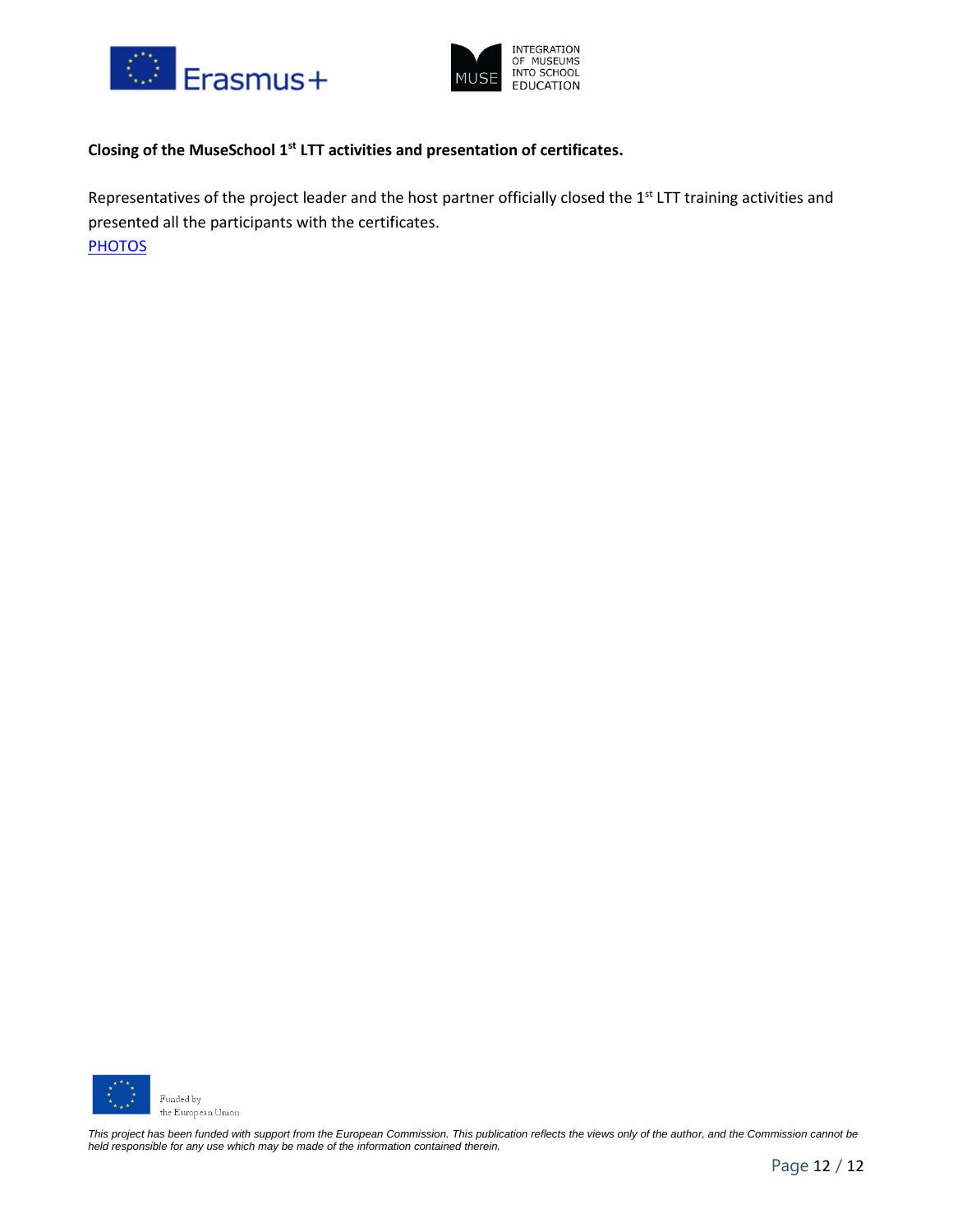**Closing of the MuseSchool 1st LTT activities and presentation of certificates.**

Representatives of the project leader and the host partner officially closed the 1st LTT training activities and presented all the participants with the certificates.

PHOTOS

*This project has been funded with support from the European Commission. This publication reflects the views only of the author, and the Commission cannot be held responsible for any use which may be made of the information contained therein.*